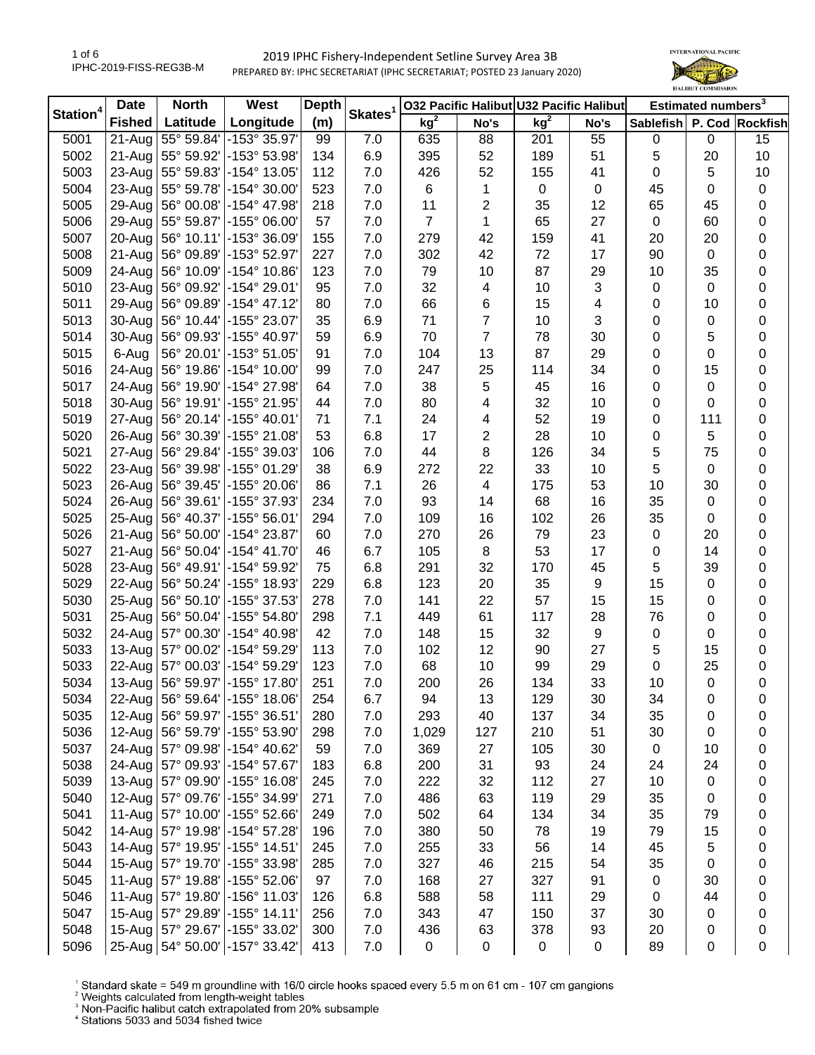# 2019 IPHC Fishery-Independent Setline Survey Area 3B

PREPARED BY: IPHC SECRETARIAT (IPHC SECRETARIAT; POSTED 23 January 2020)

IPHC-2019-FISS-REG3B-M

| Station[4] | Date | North | West | Depth | Skates[1] | O32 Pacific Halibut | | U32 Pacific Halibut | | Estimated numbers[3] | | |
|---|---|---|---|---|---|---|---|---|---|---|---|---|
| | Fished | Latitude | Longitude | (m) | | kg[2] | No's | kg[2] | No's | Sablefish | P. Cod | Rockfish |
| 5001 | 21-Aug | 55° 59.84' | -153° 35.97' | 99 | 7.0 | 635 | 88 | 201 | 55 | 0 | 0 | 15 |
| 5002 | 21-Aug | 55° 59.92' | -153° 53.98' | 134 | 6.9 | 395 | 52 | 189 | 51 | 5 | 20 | 10 |
| 5003 | 23-Aug | 55° 59.83' | -154° 13.05' | 112 | 7.0 | 426 | 52 | 155 | 41 | 0 | 5 | 10 |
| 5004 | 23-Aug | 55° 59.78' | -154° 30.00' | 523 | 7.0 | 6 | 1 | 0 | 0 | 45 | 0 | 0 |
| 5005 | 29-Aug | 56° 00.08' | -154° 47.98' | 218 | 7.0 | 11 | 2 | 35 | 12 | 65 | 45 | 0 |
| 5006 | 29-Aug | 55° 59.87' | -155° 06.00' | 57 | 7.0 | 7 | 1 | 65 | 27 | 0 | 60 | 0 |
| 5007 | 20-Aug | 56° 10.11' | -153° 36.09' | 155 | 7.0 | 279 | 42 | 159 | 41 | 20 | 20 | 0 |
| 5008 | 21-Aug | 56° 09.89' | -153° 52.97' | 227 | 7.0 | 302 | 42 | 72 | 17 | 90 | 0 | 0 |
| 5009 | 24-Aug | 56° 10.09' | -154° 10.86' | 123 | 7.0 | 79 | 10 | 87 | 29 | 10 | 35 | 0 |
| 5010 | 23-Aug | 56° 09.92' | -154° 29.01' | 95 | 7.0 | 32 | 4 | 10 | 3 | 0 | 0 | 0 |
| 5011 | 29-Aug | 56° 09.89' | -154° 47.12' | 80 | 7.0 | 66 | 6 | 15 | 4 | 0 | 10 | 0 |
| 5013 | 30-Aug | 56° 10.44' | -155° 23.07' | 35 | 6.9 | 71 | 7 | 10 | 3 | 0 | 0 | 0 |
| 5014 | 30-Aug | 56° 09.93' | -155° 40.97' | 59 | 6.9 | 70 | 7 | 78 | 30 | 0 | 5 | 0 |
| 5015 | 6-Aug | 56° 20.01' | -153° 51.05' | 91 | 7.0 | 104 | 13 | 87 | 29 | 0 | 0 | 0 |
| 5016 | 24-Aug | 56° 19.86' | -154° 10.00' | 99 | 7.0 | 247 | 25 | 114 | 34 | 0 | 15 | 0 |
| 5017 | 24-Aug | 56° 19.90' | -154° 27.98' | 64 | 7.0 | 38 | 5 | 45 | 16 | 0 | 0 | 0 |
| 5018 | 30-Aug | 56° 19.91' | -155° 21.95' | 44 | 7.0 | 80 | 4 | 32 | 10 | 0 | 0 | 0 |
| 5019 | 27-Aug | 56° 20.14' | -155° 40.01' | 71 | 7.1 | 24 | 4 | 52 | 19 | 0 | 111 | 0 |
| 5020 | 26-Aug | 56° 30.39' | -155° 21.08' | 53 | 6.8 | 17 | 2 | 28 | 10 | 0 | 5 | 0 |
| 5021 | 27-Aug | 56° 29.84' | -155° 39.03' | 106 | 7.0 | 44 | 8 | 126 | 34 | 5 | 75 | 0 |
| 5022 | 23-Aug | 56° 39.98' | -155° 01.29' | 38 | 6.9 | 272 | 22 | 33 | 10 | 5 | 0 | 0 |
| 5023 | 26-Aug | 56° 39.45' | -155° 20.06' | 86 | 7.1 | 26 | 4 | 175 | 53 | 10 | 30 | 0 |
| 5024 | 26-Aug | 56° 39.61' | -155° 37.93' | 234 | 7.0 | 93 | 14 | 68 | 16 | 35 | 0 | 0 |
| 5025 | 25-Aug | 56° 40.37' | -155° 56.01' | 294 | 7.0 | 109 | 16 | 102 | 26 | 35 | 0 | 0 |
| 5026 | 21-Aug | 56° 50.00' | -154° 23.87' | 60 | 7.0 | 270 | 26 | 79 | 23 | 0 | 20 | 0 |
| 5027 | 21-Aug | 56° 50.04' | -154° 41.70' | 46 | 6.7 | 105 | 8 | 53 | 17 | 0 | 14 | 0 |
| 5028 | 23-Aug | 56° 49.91' | -154° 59.92' | 75 | 6.8 | 291 | 32 | 170 | 45 | 5 | 39 | 0 |
| 5029 | 22-Aug | 56° 50.24' | -155° 18.93' | 229 | 6.8 | 123 | 20 | 35 | 9 | 15 | 0 | 0 |
| 5030 | 25-Aug | 56° 50.10' | -155° 37.53' | 278 | 7.0 | 141 | 22 | 57 | 15 | 15 | 0 | 0 |
| 5031 | 25-Aug | 56° 50.04' | -155° 54.80' | 298 | 7.1 | 449 | 61 | 117 | 28 | 76 | 0 | 0 |
| 5032 | 24-Aug | 57° 00.30' | -154° 40.98' | 42 | 7.0 | 148 | 15 | 32 | 9 | 0 | 0 | 0 |
| 5033 | 13-Aug | 57° 00.02' | -154° 59.29' | 113 | 7.0 | 102 | 12 | 90 | 27 | 5 | 15 | 0 |
| 5033 | 22-Aug | 57° 00.03' | -154° 59.29' | 123 | 7.0 | 68 | 10 | 99 | 29 | 0 | 25 | 0 |
| 5034 | 13-Aug | 56° 59.97' | -155° 17.80' | 251 | 7.0 | 200 | 26 | 134 | 33 | 10 | 0 | 0 |
| 5034 | 22-Aug | 56° 59.64' | -155° 18.06' | 254 | 6.7 | 94 | 13 | 129 | 30 | 34 | 0 | 0 |
| 5035 | 12-Aug | 56° 59.97' | -155° 36.51' | 280 | 7.0 | 293 | 40 | 137 | 34 | 35 | 0 | 0 |
| 5036 | 12-Aug | 56° 59.79' | -155° 53.90' | 298 | 7.0 | 1,029 | 127 | 210 | 51 | 30 | 0 | 0 |
| 5037 | 24-Aug | 57° 09.98' | -154° 40.62' | 59 | 7.0 | 369 | 27 | 105 | 30 | 0 | 10 | 0 |
| 5038 | 24-Aug | 57° 09.93' | -154° 57.67' | 183 | 6.8 | 200 | 31 | 93 | 24 | 24 | 24 | 0 |
| 5039 | 13-Aug | 57° 09.90' | -155° 16.08' | 245 | 7.0 | 222 | 32 | 112 | 27 | 10 | 0 | 0 |
| 5040 | 12-Aug | 57° 09.76' | -155° 34.99' | 271 | 7.0 | 486 | 63 | 119 | 29 | 35 | 0 | 0 |
| 5041 | 11-Aug | 57° 10.00' | -155° 52.66' | 249 | 7.0 | 502 | 64 | 134 | 34 | 35 | 79 | 0 |
| 5042 | 14-Aug | 57° 19.98' | -154° 57.28' | 196 | 7.0 | 380 | 50 | 78 | 19 | 79 | 15 | 0 |
| 5043 | 14-Aug | 57° 19.95' | -155° 14.51' | 245 | 7.0 | 255 | 33 | 56 | 14 | 45 | 5 | 0 |
| 5044 | 15-Aug | 57° 19.70' | -155° 33.98' | 285 | 7.0 | 327 | 46 | 215 | 54 | 35 | 0 | 0 |
| 5045 | 11-Aug | 57° 19.88' | -155° 52.06' | 97 | 7.0 | 168 | 27 | 327 | 91 | 0 | 30 | 0 |
| 5046 | 11-Aug | 57° 19.80' | -156° 11.03' | 126 | 6.8 | 588 | 58 | 111 | 29 | 0 | 44 | 0 |
| 5047 | 15-Aug | 57° 29.89' | -155° 14.11' | 256 | 7.0 | 343 | 47 | 150 | 37 | 30 | 0 | 0 |
| 5048 | 15-Aug | 57° 29.67' | -155° 33.02' | 300 | 7.0 | 436 | 63 | 378 | 93 | 20 | 0 | 0 |
| 5096 | 25-Aug | 54° 50.00' | -157° 33.42' | 413 | 7.0 | 0 | 0 | 0 | 0 | 89 | 0 | 0 |

[1] Standard skate = 549 m groundline with 16/0 circle hooks spaced every 5.5 m on 61 cm - 107 cm gangions
[2] Weights calculated from length-weight tables
[3] Non-Pacific halibut catch extrapolated from 20% subsample
[4] Stations 5033 and 5034 fished twice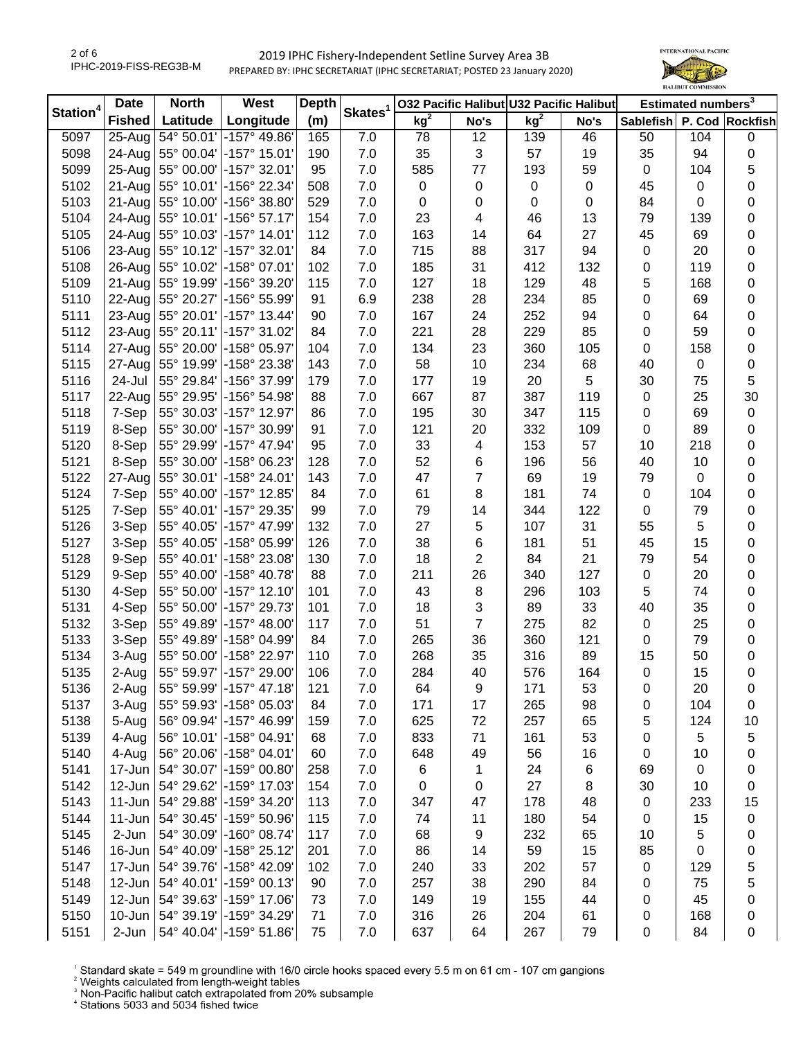# 2019 IPHC Fishery-Independent Setline Survey Area 3B

PREPARED BY: IPHC SECRETARIAT (IPHC SECRETARIAT; POSTED 23 January 2020)

| Station[4] | Date Fished | North Latitude | West Longitude | Depth (m) | Skates[1] | O32 Pacific Halibut kg[2] | O32 Pacific Halibut No's | U32 Pacific Halibut kg[2] | U32 Pacific Halibut No's | Estimated numbers[3] Sablefish | Estimated numbers[3] P. Cod | Estimated numbers[3] Rockfish |
|---|---|---|---|---|---|---|---|---|---|---|---|---|
| 5097 | 25-Aug | 54° 50.01' | -157° 49.86' | 165 | 7.0 | 78 | 12 | 139 | 46 | 50 | 104 | 0 |
| 5098 | 24-Aug | 55° 00.04' | -157° 15.01' | 190 | 7.0 | 35 | 3 | 57 | 19 | 35 | 94 | 0 |
| 5099 | 25-Aug | 55° 00.00' | -157° 32.01' | 95 | 7.0 | 585 | 77 | 193 | 59 | 0 | 104 | 5 |
| 5102 | 21-Aug | 55° 10.01' | -156° 22.34' | 508 | 7.0 | 0 | 0 | 0 | 0 | 45 | 0 | 0 |
| 5103 | 21-Aug | 55° 10.00' | -156° 38.80' | 529 | 7.0 | 0 | 0 | 0 | 0 | 84 | 0 | 0 |
| 5104 | 24-Aug | 55° 10.01' | -156° 57.17' | 154 | 7.0 | 23 | 4 | 46 | 13 | 79 | 139 | 0 |
| 5105 | 24-Aug | 55° 10.03' | -157° 14.01' | 112 | 7.0 | 163 | 14 | 64 | 27 | 45 | 69 | 0 |
| 5106 | 23-Aug | 55° 10.12' | -157° 32.01' | 84 | 7.0 | 715 | 88 | 317 | 94 | 0 | 20 | 0 |
| 5108 | 26-Aug | 55° 10.02' | -158° 07.01' | 102 | 7.0 | 185 | 31 | 412 | 132 | 0 | 119 | 0 |
| 5109 | 21-Aug | 55° 19.99' | -156° 39.20' | 115 | 7.0 | 127 | 18 | 129 | 48 | 5 | 168 | 0 |
| 5110 | 22-Aug | 55° 20.27' | -156° 55.99' | 91 | 6.9 | 238 | 28 | 234 | 85 | 0 | 69 | 0 |
| 5111 | 23-Aug | 55° 20.01' | -157° 13.44' | 90 | 7.0 | 167 | 24 | 252 | 94 | 0 | 64 | 0 |
| 5112 | 23-Aug | 55° 20.11' | -157° 31.02' | 84 | 7.0 | 221 | 28 | 229 | 85 | 0 | 59 | 0 |
| 5114 | 27-Aug | 55° 20.00' | -158° 05.97' | 104 | 7.0 | 134 | 23 | 360 | 105 | 0 | 158 | 0 |
| 5115 | 27-Aug | 55° 19.99' | -158° 23.38' | 143 | 7.0 | 58 | 10 | 234 | 68 | 40 | 0 | 0 |
| 5116 | 24-Jul | 55° 29.84' | -156° 37.99' | 179 | 7.0 | 177 | 19 | 20 | 5 | 30 | 75 | 5 |
| 5117 | 22-Aug | 55° 29.95' | -156° 54.98' | 88 | 7.0 | 667 | 87 | 387 | 119 | 0 | 25 | 30 |
| 5118 | 7-Sep | 55° 30.03' | -157° 12.97' | 86 | 7.0 | 195 | 30 | 347 | 115 | 0 | 69 | 0 |
| 5119 | 8-Sep | 55° 30.00' | -157° 30.99' | 91 | 7.0 | 121 | 20 | 332 | 109 | 0 | 89 | 0 |
| 5120 | 8-Sep | 55° 29.99' | -157° 47.94' | 95 | 7.0 | 33 | 4 | 153 | 57 | 10 | 218 | 0 |
| 5121 | 8-Sep | 55° 30.00' | -158° 06.23' | 128 | 7.0 | 52 | 6 | 196 | 56 | 40 | 10 | 0 |
| 5122 | 27-Aug | 55° 30.01' | -158° 24.01' | 143 | 7.0 | 47 | 7 | 69 | 19 | 79 | 0 | 0 |
| 5124 | 7-Sep | 55° 40.00' | -157° 12.85' | 84 | 7.0 | 61 | 8 | 181 | 74 | 0 | 104 | 0 |
| 5125 | 7-Sep | 55° 40.01' | -157° 29.35' | 99 | 7.0 | 79 | 14 | 344 | 122 | 0 | 79 | 0 |
| 5126 | 3-Sep | 55° 40.05' | -157° 47.99' | 132 | 7.0 | 27 | 5 | 107 | 31 | 55 | 5 | 0 |
| 5127 | 3-Sep | 55° 40.05' | -158° 05.99' | 126 | 7.0 | 38 | 6 | 181 | 51 | 45 | 15 | 0 |
| 5128 | 9-Sep | 55° 40.01' | -158° 23.08' | 130 | 7.0 | 18 | 2 | 84 | 21 | 79 | 54 | 0 |
| 5129 | 9-Sep | 55° 40.00' | -158° 40.78' | 88 | 7.0 | 211 | 26 | 340 | 127 | 0 | 20 | 0 |
| 5130 | 4-Sep | 55° 50.00' | -157° 12.10' | 101 | 7.0 | 43 | 8 | 296 | 103 | 5 | 74 | 0 |
| 5131 | 4-Sep | 55° 50.00' | -157° 29.73' | 101 | 7.0 | 18 | 3 | 89 | 33 | 40 | 35 | 0 |
| 5132 | 3-Sep | 55° 49.89' | -157° 48.00' | 117 | 7.0 | 51 | 7 | 275 | 82 | 0 | 25 | 0 |
| 5133 | 3-Sep | 55° 49.89' | -158° 04.99' | 84 | 7.0 | 265 | 36 | 360 | 121 | 0 | 79 | 0 |
| 5134 | 3-Aug | 55° 50.00' | -158° 22.97' | 110 | 7.0 | 268 | 35 | 316 | 89 | 15 | 50 | 0 |
| 5135 | 2-Aug | 55° 59.97' | -157° 29.00' | 106 | 7.0 | 284 | 40 | 576 | 164 | 0 | 15 | 0 |
| 5136 | 2-Aug | 55° 59.99' | -157° 47.18' | 121 | 7.0 | 64 | 9 | 171 | 53 | 0 | 20 | 0 |
| 5137 | 3-Aug | 55° 59.93' | -158° 05.03' | 84 | 7.0 | 171 | 17 | 265 | 98 | 0 | 104 | 0 |
| 5138 | 5-Aug | 56° 09.94' | -157° 46.99' | 159 | 7.0 | 625 | 72 | 257 | 65 | 5 | 124 | 10 |
| 5139 | 4-Aug | 56° 10.01' | -158° 04.91' | 68 | 7.0 | 833 | 71 | 161 | 53 | 0 | 5 | 5 |
| 5140 | 4-Aug | 56° 20.06' | -158° 04.01' | 60 | 7.0 | 648 | 49 | 56 | 16 | 0 | 10 | 0 |
| 5141 | 17-Jun | 54° 30.07' | -159° 00.80' | 258 | 7.0 | 6 | 1 | 24 | 6 | 69 | 0 | 0 |
| 5142 | 12-Jun | 54° 29.62' | -159° 17.03' | 154 | 7.0 | 0 | 0 | 27 | 8 | 30 | 10 | 0 |
| 5143 | 11-Jun | 54° 29.88' | -159° 34.20' | 113 | 7.0 | 347 | 47 | 178 | 48 | 0 | 233 | 15 |
| 5144 | 11-Jun | 54° 30.45' | -159° 50.96' | 115 | 7.0 | 74 | 11 | 180 | 54 | 0 | 15 | 0 |
| 5145 | 2-Jun | 54° 30.09' | -160° 08.74' | 117 | 7.0 | 68 | 9 | 232 | 65 | 10 | 5 | 0 |
| 5146 | 16-Jun | 54° 40.09' | -158° 25.12' | 201 | 7.0 | 86 | 14 | 59 | 15 | 85 | 0 | 0 |
| 5147 | 17-Jun | 54° 39.76' | -158° 42.09' | 102 | 7.0 | 240 | 33 | 202 | 57 | 0 | 129 | 5 |
| 5148 | 12-Jun | 54° 40.01' | -159° 00.13' | 90 | 7.0 | 257 | 38 | 290 | 84 | 0 | 75 | 5 |
| 5149 | 12-Jun | 54° 39.63' | -159° 17.06' | 73 | 7.0 | 149 | 19 | 155 | 44 | 0 | 45 | 0 |
| 5150 | 10-Jun | 54° 39.19' | -159° 34.29' | 71 | 7.0 | 316 | 26 | 204 | 61 | 0 | 168 | 0 |
| 5151 | 2-Jun | 54° 40.04' | -159° 51.86' | 75 | 7.0 | 637 | 64 | 267 | 79 | 0 | 84 | 0 |

[1] Standard skate = 549 m groundline with 16/0 circle hooks spaced every 5.5 m on 61 cm - 107 cm gangions
[2] Weights calculated from length-weight tables
[3] Non-Pacific halibut catch extrapolated from 20% subsample
[4] Stations 5033 and 5034 fished twice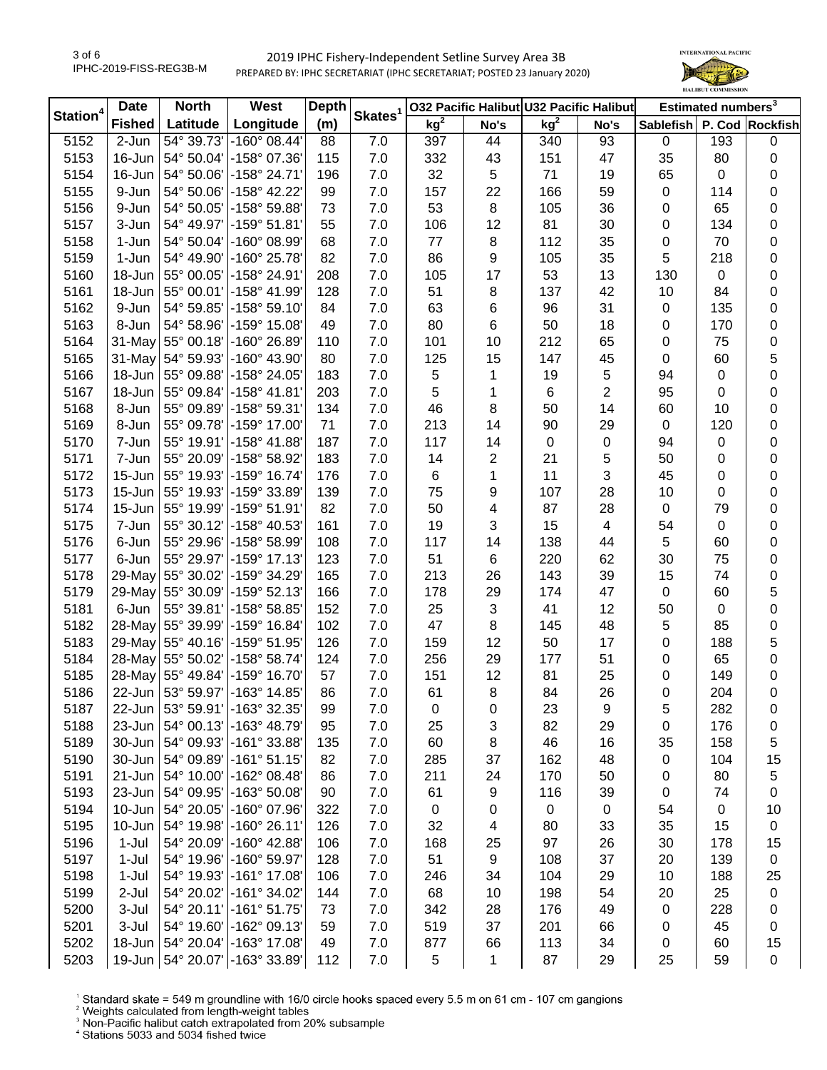2019 IPHC Fishery-Independent Setline Survey Area 3B

PREPARED BY: IPHC SECRETARIAT (IPHC SECRETARIAT; POSTED 23 January 2020)

| Station[4] | Date | North | West | Depth | Skates[1] | O32 Pacific Halibut | | U32 Pacific Halibut | | Estimated numbers[3] | | |
|---|---|---|---|---|---|---|---|---|---|---|---|---|
| | Fished | Latitude | Longitude | (m) | | kg[2] | No's | kg[2] | No's | Sablefish | P. Cod | Rockfish |
| 5152 | 2-Jun | 54° 39.73' | -160° 08.44' | 88 | 7.0 | 397 | 44 | 340 | 93 | 0 | 193 | 0 |
| 5153 | 16-Jun | 54° 50.04' | -158° 07.36' | 115 | 7.0 | 332 | 43 | 151 | 47 | 35 | 80 | 0 |
| 5154 | 16-Jun | 54° 50.06' | -158° 24.71' | 196 | 7.0 | 32 | 5 | 71 | 19 | 65 | 0 | 0 |
| 5155 | 9-Jun | 54° 50.06' | -158° 42.22' | 99 | 7.0 | 157 | 22 | 166 | 59 | 0 | 114 | 0 |
| 5156 | 9-Jun | 54° 50.05' | -158° 59.88' | 73 | 7.0 | 53 | 8 | 105 | 36 | 0 | 65 | 0 |
| 5157 | 3-Jun | 54° 49.97' | -159° 51.81' | 55 | 7.0 | 106 | 12 | 81 | 30 | 0 | 134 | 0 |
| 5158 | 1-Jun | 54° 50.04' | -160° 08.99' | 68 | 7.0 | 77 | 8 | 112 | 35 | 0 | 70 | 0 |
| 5159 | 1-Jun | 54° 49.90' | -160° 25.78' | 82 | 7.0 | 86 | 9 | 105 | 35 | 5 | 218 | 0 |
| 5160 | 18-Jun | 55° 00.05' | -158° 24.91' | 208 | 7.0 | 105 | 17 | 53 | 13 | 130 | 0 | 0 |
| 5161 | 18-Jun | 55° 00.01' | -158° 41.99' | 128 | 7.0 | 51 | 8 | 137 | 42 | 10 | 84 | 0 |
| 5162 | 9-Jun | 54° 59.85' | -158° 59.10' | 84 | 7.0 | 63 | 6 | 96 | 31 | 0 | 135 | 0 |
| 5163 | 8-Jun | 54° 58.96' | -159° 15.08' | 49 | 7.0 | 80 | 6 | 50 | 18 | 0 | 170 | 0 |
| 5164 | 31-May | 55° 00.18' | -160° 26.89' | 110 | 7.0 | 101 | 10 | 212 | 65 | 0 | 75 | 0 |
| 5165 | 31-May | 54° 59.93' | -160° 43.90' | 80 | 7.0 | 125 | 15 | 147 | 45 | 0 | 60 | 5 |
| 5166 | 18-Jun | 55° 09.88' | -158° 24.05' | 183 | 7.0 | 5 | 1 | 19 | 5 | 94 | 0 | 0 |
| 5167 | 18-Jun | 55° 09.84' | -158° 41.81' | 203 | 7.0 | 5 | 1 | 6 | 2 | 95 | 0 | 0 |
| 5168 | 8-Jun | 55° 09.89' | -158° 59.31' | 134 | 7.0 | 46 | 8 | 50 | 14 | 60 | 10 | 0 |
| 5169 | 8-Jun | 55° 09.78' | -159° 17.00' | 71 | 7.0 | 213 | 14 | 90 | 29 | 0 | 120 | 0 |
| 5170 | 7-Jun | 55° 19.91' | -158° 41.88' | 187 | 7.0 | 117 | 14 | 0 | 0 | 94 | 0 | 0 |
| 5171 | 7-Jun | 55° 20.09' | -158° 58.92' | 183 | 7.0 | 14 | 2 | 21 | 5 | 50 | 0 | 0 |
| 5172 | 15-Jun | 55° 19.93' | -159° 16.74' | 176 | 7.0 | 6 | 1 | 11 | 3 | 45 | 0 | 0 |
| 5173 | 15-Jun | 55° 19.93' | -159° 33.89' | 139 | 7.0 | 75 | 9 | 107 | 28 | 10 | 0 | 0 |
| 5174 | 15-Jun | 55° 19.99' | -159° 51.91' | 82 | 7.0 | 50 | 4 | 87 | 28 | 0 | 79 | 0 |
| 5175 | 7-Jun | 55° 30.12' | -158° 40.53' | 161 | 7.0 | 19 | 3 | 15 | 4 | 54 | 0 | 0 |
| 5176 | 6-Jun | 55° 29.96' | -158° 58.99' | 108 | 7.0 | 117 | 14 | 138 | 44 | 5 | 60 | 0 |
| 5177 | 6-Jun | 55° 29.97' | -159° 17.13' | 123 | 7.0 | 51 | 6 | 220 | 62 | 30 | 75 | 0 |
| 5178 | 29-May | 55° 30.02' | -159° 34.29' | 165 | 7.0 | 213 | 26 | 143 | 39 | 15 | 74 | 0 |
| 5179 | 29-May | 55° 30.09' | -159° 52.13' | 166 | 7.0 | 178 | 29 | 174 | 47 | 0 | 60 | 5 |
| 5181 | 6-Jun | 55° 39.81' | -158° 58.85' | 152 | 7.0 | 25 | 3 | 41 | 12 | 50 | 0 | 0 |
| 5182 | 28-May | 55° 39.99' | -159° 16.84' | 102 | 7.0 | 47 | 8 | 145 | 48 | 5 | 85 | 0 |
| 5183 | 29-May | 55° 40.16' | -159° 51.95' | 126 | 7.0 | 159 | 12 | 50 | 17 | 0 | 188 | 5 |
| 5184 | 28-May | 55° 50.02' | -158° 58.74' | 124 | 7.0 | 256 | 29 | 177 | 51 | 0 | 65 | 0 |
| 5185 | 28-May | 55° 49.84' | -159° 16.70' | 57 | 7.0 | 151 | 12 | 81 | 25 | 0 | 149 | 0 |
| 5186 | 22-Jun | 53° 59.97' | -163° 14.85' | 86 | 7.0 | 61 | 8 | 84 | 26 | 0 | 204 | 0 |
| 5187 | 22-Jun | 53° 59.91' | -163° 32.35' | 99 | 7.0 | 0 | 0 | 23 | 9 | 5 | 282 | 0 |
| 5188 | 23-Jun | 54° 00.13' | -163° 48.79' | 95 | 7.0 | 25 | 3 | 82 | 29 | 0 | 176 | 0 |
| 5189 | 30-Jun | 54° 09.93' | -161° 33.88' | 135 | 7.0 | 60 | 8 | 46 | 16 | 35 | 158 | 5 |
| 5190 | 30-Jun | 54° 09.89' | -161° 51.15' | 82 | 7.0 | 285 | 37 | 162 | 48 | 0 | 104 | 15 |
| 5191 | 21-Jun | 54° 10.00' | -162° 08.48' | 86 | 7.0 | 211 | 24 | 170 | 50 | 0 | 80 | 5 |
| 5193 | 23-Jun | 54° 09.95' | -163° 50.08' | 90 | 7.0 | 61 | 9 | 116 | 39 | 0 | 74 | 0 |
| 5194 | 10-Jun | 54° 20.05' | -160° 07.96' | 322 | 7.0 | 0 | 0 | 0 | 0 | 54 | 0 | 10 |
| 5195 | 10-Jun | 54° 19.98' | -160° 26.11' | 126 | 7.0 | 32 | 4 | 80 | 33 | 35 | 15 | 0 |
| 5196 | 1-Jul | 54° 20.09' | -160° 42.88' | 106 | 7.0 | 168 | 25 | 97 | 26 | 30 | 178 | 15 |
| 5197 | 1-Jul | 54° 19.96' | -160° 59.97' | 128 | 7.0 | 51 | 9 | 108 | 37 | 20 | 139 | 0 |
| 5198 | 1-Jul | 54° 19.93' | -161° 17.08' | 106 | 7.0 | 246 | 34 | 104 | 29 | 10 | 188 | 25 |
| 5199 | 2-Jul | 54° 20.02' | -161° 34.02' | 144 | 7.0 | 68 | 10 | 198 | 54 | 20 | 25 | 0 |
| 5200 | 3-Jul | 54° 20.11' | -161° 51.75' | 73 | 7.0 | 342 | 28 | 176 | 49 | 0 | 228 | 0 |
| 5201 | 3-Jul | 54° 19.60' | -162° 09.13' | 59 | 7.0 | 519 | 37 | 201 | 66 | 0 | 45 | 0 |
| 5202 | 18-Jun | 54° 20.04' | -163° 17.08' | 49 | 7.0 | 877 | 66 | 113 | 34 | 0 | 60 | 15 |
| 5203 | 19-Jun | 54° 20.07' | -163° 33.89' | 112 | 7.0 | 5 | 1 | 87 | 29 | 25 | 59 | 0 |

[1] Standard skate = 549 m groundline with 16/0 circle hooks spaced every 5.5 m on 61 cm - 107 cm gangions
[2] Weights calculated from length-weight tables
[3] Non-Pacific halibut catch extrapolated from 20% subsample
[4] Stations 5033 and 5034 fished twice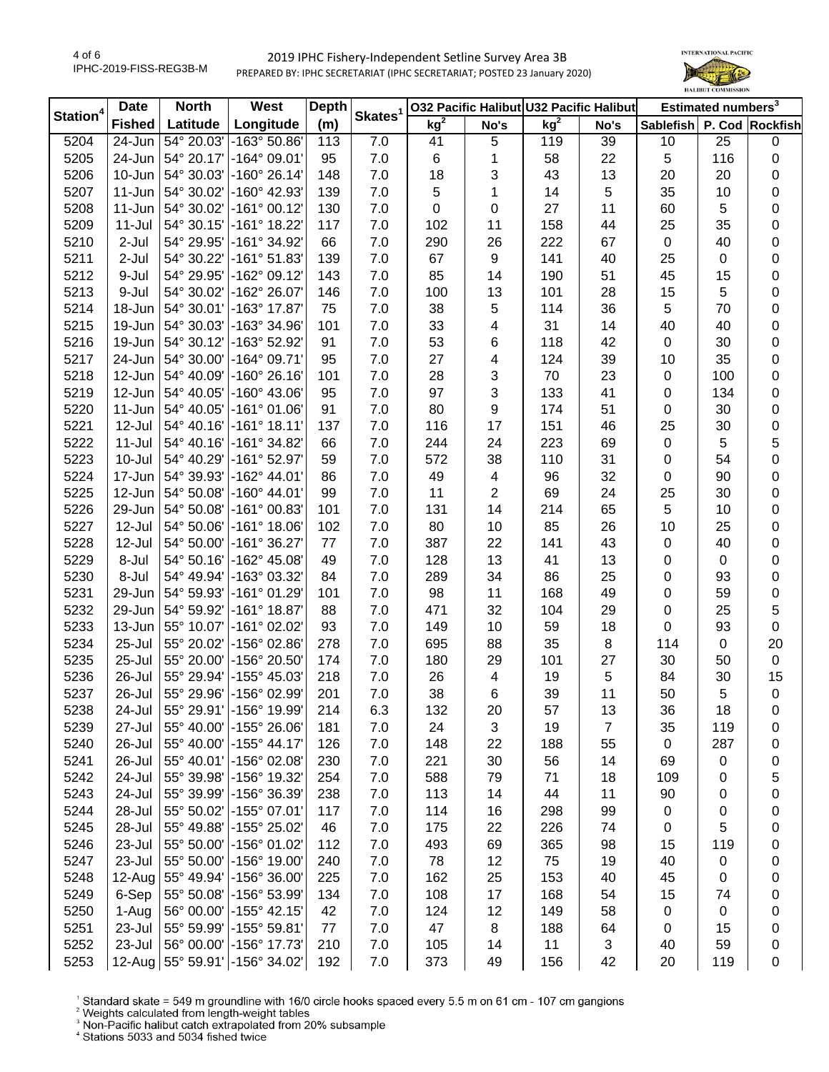2019 IPHC Fishery-Independent Setline Survey Area 3B

PREPARED BY: IPHC SECRETARIAT (IPHC SECRETARIAT; POSTED 23 January 2020)

| Station[4] | Date | North | West | Depth | Skates[1] | O32 Pacific Halibut | | U32 Pacific Halibut | | Estimated numbers[3] | | |
|---|---|---|---|---|---|---|---|---|---|---|---|---|
| | Fished | Latitude | Longitude | (m) | | kg[2] | No's | kg[2] | No's | Sablefish | P. Cod | Rockfish |
| 5204 | 24-Jun | 54° 20.03' | -163° 50.86' | 113 | 7.0 | 41 | 5 | 119 | 39 | 10 | 25 | 0 |
| 5205 | 24-Jun | 54° 20.17' | -164° 09.01' | 95 | 7.0 | 6 | 1 | 58 | 22 | 5 | 116 | 0 |
| 5206 | 10-Jun | 54° 30.03' | -160° 26.14' | 148 | 7.0 | 18 | 3 | 43 | 13 | 20 | 20 | 0 |
| 5207 | 11-Jun | 54° 30.02' | -160° 42.93' | 139 | 7.0 | 5 | 1 | 14 | 5 | 35 | 10 | 0 |
| 5208 | 11-Jun | 54° 30.02' | -161° 00.12' | 130 | 7.0 | 0 | 0 | 27 | 11 | 60 | 5 | 0 |
| 5209 | 11-Jul | 54° 30.15' | -161° 18.22' | 117 | 7.0 | 102 | 11 | 158 | 44 | 25 | 35 | 0 |
| 5210 | 2-Jul | 54° 29.95' | -161° 34.92' | 66 | 7.0 | 290 | 26 | 222 | 67 | 0 | 40 | 0 |
| 5211 | 2-Jul | 54° 30.22' | -161° 51.83' | 139 | 7.0 | 67 | 9 | 141 | 40 | 25 | 0 | 0 |
| 5212 | 9-Jul | 54° 29.95' | -162° 09.12' | 143 | 7.0 | 85 | 14 | 190 | 51 | 45 | 15 | 0 |
| 5213 | 9-Jul | 54° 30.02' | -162° 26.07' | 146 | 7.0 | 100 | 13 | 101 | 28 | 15 | 5 | 0 |
| 5214 | 18-Jun | 54° 30.01' | -163° 17.87' | 75 | 7.0 | 38 | 5 | 114 | 36 | 5 | 70 | 0 |
| 5215 | 19-Jun | 54° 30.03' | -163° 34.96' | 101 | 7.0 | 33 | 4 | 31 | 14 | 40 | 40 | 0 |
| 5216 | 19-Jun | 54° 30.12' | -163° 52.92' | 91 | 7.0 | 53 | 6 | 118 | 42 | 0 | 30 | 0 |
| 5217 | 24-Jun | 54° 30.00' | -164° 09.71' | 95 | 7.0 | 27 | 4 | 124 | 39 | 10 | 35 | 0 |
| 5218 | 12-Jun | 54° 40.09' | -160° 26.16' | 101 | 7.0 | 28 | 3 | 70 | 23 | 0 | 100 | 0 |
| 5219 | 12-Jun | 54° 40.05' | -160° 43.06' | 95 | 7.0 | 97 | 3 | 133 | 41 | 0 | 134 | 0 |
| 5220 | 11-Jun | 54° 40.05' | -161° 01.06' | 91 | 7.0 | 80 | 9 | 174 | 51 | 0 | 30 | 0 |
| 5221 | 12-Jul | 54° 40.16' | -161° 18.11' | 137 | 7.0 | 116 | 17 | 151 | 46 | 25 | 30 | 0 |
| 5222 | 11-Jul | 54° 40.16' | -161° 34.82' | 66 | 7.0 | 244 | 24 | 223 | 69 | 0 | 5 | 5 |
| 5223 | 10-Jul | 54° 40.29' | -161° 52.97' | 59 | 7.0 | 572 | 38 | 110 | 31 | 0 | 54 | 0 |
| 5224 | 17-Jun | 54° 39.93' | -162° 44.01' | 86 | 7.0 | 49 | 4 | 96 | 32 | 0 | 90 | 0 |
| 5225 | 12-Jun | 54° 50.08' | -160° 44.01' | 99 | 7.0 | 11 | 2 | 69 | 24 | 25 | 30 | 0 |
| 5226 | 29-Jun | 54° 50.08' | -161° 00.83' | 101 | 7.0 | 131 | 14 | 214 | 65 | 5 | 10 | 0 |
| 5227 | 12-Jul | 54° 50.06' | -161° 18.06' | 102 | 7.0 | 80 | 10 | 85 | 26 | 10 | 25 | 0 |
| 5228 | 12-Jul | 54° 50.00' | -161° 36.27' | 77 | 7.0 | 387 | 22 | 141 | 43 | 0 | 40 | 0 |
| 5229 | 8-Jul | 54° 50.16' | -162° 45.08' | 49 | 7.0 | 128 | 13 | 41 | 13 | 0 | 0 | 0 |
| 5230 | 8-Jul | 54° 49.94' | -163° 03.32' | 84 | 7.0 | 289 | 34 | 86 | 25 | 0 | 93 | 0 |
| 5231 | 29-Jun | 54° 59.93' | -161° 01.29' | 101 | 7.0 | 98 | 11 | 168 | 49 | 0 | 59 | 0 |
| 5232 | 29-Jun | 54° 59.92' | -161° 18.87' | 88 | 7.0 | 471 | 32 | 104 | 29 | 0 | 25 | 5 |
| 5233 | 13-Jun | 55° 10.07' | -161° 02.02' | 93 | 7.0 | 149 | 10 | 59 | 18 | 0 | 93 | 0 |
| 5234 | 25-Jul | 55° 20.02' | -156° 02.86' | 278 | 7.0 | 695 | 88 | 35 | 8 | 114 | 0 | 20 |
| 5235 | 25-Jul | 55° 20.00' | -156° 20.50' | 174 | 7.0 | 180 | 29 | 101 | 27 | 30 | 50 | 0 |
| 5236 | 26-Jul | 55° 29.94' | -155° 45.03' | 218 | 7.0 | 26 | 4 | 19 | 5 | 84 | 30 | 15 |
| 5237 | 26-Jul | 55° 29.96' | -156° 02.99' | 201 | 7.0 | 38 | 6 | 39 | 11 | 50 | 5 | 0 |
| 5238 | 24-Jul | 55° 29.91' | -156° 19.99' | 214 | 6.3 | 132 | 20 | 57 | 13 | 36 | 18 | 0 |
| 5239 | 27-Jul | 55° 40.00' | -155° 26.06' | 181 | 7.0 | 24 | 3 | 19 | 7 | 35 | 119 | 0 |
| 5240 | 26-Jul | 55° 40.00' | -155° 44.17' | 126 | 7.0 | 148 | 22 | 188 | 55 | 0 | 287 | 0 |
| 5241 | 26-Jul | 55° 40.01' | -156° 02.08' | 230 | 7.0 | 221 | 30 | 56 | 14 | 69 | 0 | 0 |
| 5242 | 24-Jul | 55° 39.98' | -156° 19.32' | 254 | 7.0 | 588 | 79 | 71 | 18 | 109 | 0 | 5 |
| 5243 | 24-Jul | 55° 39.99' | -156° 36.39' | 238 | 7.0 | 113 | 14 | 44 | 11 | 90 | 0 | 0 |
| 5244 | 28-Jul | 55° 50.02' | -155° 07.01' | 117 | 7.0 | 114 | 16 | 298 | 99 | 0 | 0 | 0 |
| 5245 | 28-Jul | 55° 49.88' | -155° 25.02' | 46 | 7.0 | 175 | 22 | 226 | 74 | 0 | 5 | 0 |
| 5246 | 23-Jul | 55° 50.00' | -156° 01.02' | 112 | 7.0 | 493 | 69 | 365 | 98 | 15 | 119 | 0 |
| 5247 | 23-Jul | 55° 50.00' | -156° 19.00' | 240 | 7.0 | 78 | 12 | 75 | 19 | 40 | 0 | 0 |
| 5248 | 12-Aug | 55° 49.94' | -156° 36.00' | 225 | 7.0 | 162 | 25 | 153 | 40 | 45 | 0 | 0 |
| 5249 | 6-Sep | 55° 50.08' | -156° 53.99' | 134 | 7.0 | 108 | 17 | 168 | 54 | 15 | 74 | 0 |
| 5250 | 1-Aug | 56° 00.00' | -155° 42.15' | 42 | 7.0 | 124 | 12 | 149 | 58 | 0 | 0 | 0 |
| 5251 | 23-Jul | 55° 59.99' | -155° 59.81' | 77 | 7.0 | 47 | 8 | 188 | 64 | 0 | 15 | 0 |
| 5252 | 23-Jul | 56° 00.00' | -156° 17.73' | 210 | 7.0 | 105 | 14 | 11 | 3 | 40 | 59 | 0 |
| 5253 | 12-Aug | 55° 59.91' | -156° 34.02' | 192 | 7.0 | 373 | 49 | 156 | 42 | 20 | 119 | 0 |

[1] Standard skate = 549 m groundline with 16/0 circle hooks spaced every 5.5 m on 61 cm - 107 cm gangions

[2] Weights calculated from length-weight tables

[3] Non-Pacific halibut catch extrapolated from 20% subsample

[4] Stations 5033 and 5034 fished twice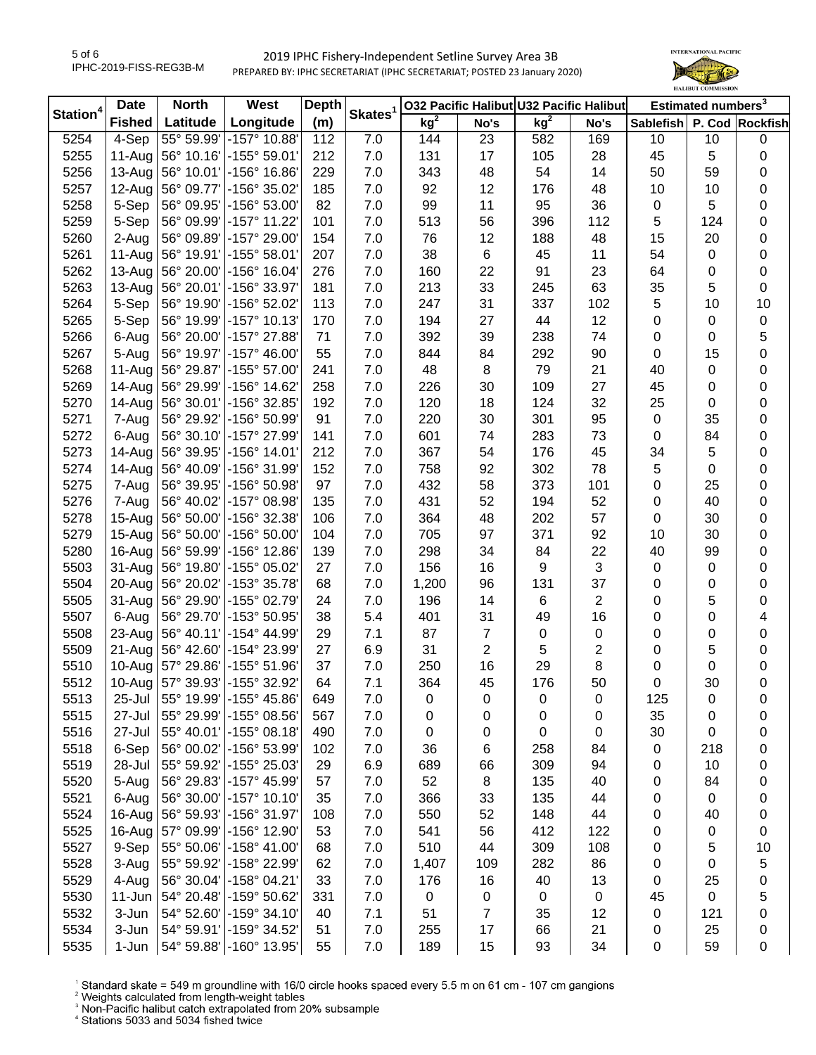2019 IPHC Fishery-Independent Setline Survey Area 3B

PREPARED BY: IPHC SECRETARIAT (IPHC SECRETARIAT; POSTED 23 January 2020)

| Station[4] | Date | North | West | Depth | Skates[1] | O32 Pacific Halibut | | U32 Pacific Halibut | | Estimated numbers[3] | | |
|---|---|---|---|---|---|---|---|---|---|---|---|---|
| | Fished | Latitude | Longitude | (m) | | kg[2] | No's | kg[2] | No's | Sablefish | P. Cod | Rockfish |
| 5254 | 4-Sep | 55° 59.99' | -157° 10.88' | 112 | 7.0 | 144 | 23 | 582 | 169 | 10 | 10 | 0 |
| 5255 | 11-Aug | 56° 10.16' | -155° 59.01' | 212 | 7.0 | 131 | 17 | 105 | 28 | 45 | 5 | 0 |
| 5256 | 13-Aug | 56° 10.01' | -156° 16.86' | 229 | 7.0 | 343 | 48 | 54 | 14 | 50 | 59 | 0 |
| 5257 | 12-Aug | 56° 09.77' | -156° 35.02' | 185 | 7.0 | 92 | 12 | 176 | 48 | 10 | 10 | 0 |
| 5258 | 5-Sep | 56° 09.95' | -156° 53.00' | 82 | 7.0 | 99 | 11 | 95 | 36 | 0 | 5 | 0 |
| 5259 | 5-Sep | 56° 09.99' | -157° 11.22' | 101 | 7.0 | 513 | 56 | 396 | 112 | 5 | 124 | 0 |
| 5260 | 2-Aug | 56° 09.89' | -157° 29.00' | 154 | 7.0 | 76 | 12 | 188 | 48 | 15 | 20 | 0 |
| 5261 | 11-Aug | 56° 19.91' | -155° 58.01' | 207 | 7.0 | 38 | 6 | 45 | 11 | 54 | 0 | 0 |
| 5262 | 13-Aug | 56° 20.00' | -156° 16.04' | 276 | 7.0 | 160 | 22 | 91 | 23 | 64 | 0 | 0 |
| 5263 | 13-Aug | 56° 20.01' | -156° 33.97' | 181 | 7.0 | 213 | 33 | 245 | 63 | 35 | 5 | 0 |
| 5264 | 5-Sep | 56° 19.90' | -156° 52.02' | 113 | 7.0 | 247 | 31 | 337 | 102 | 5 | 10 | 10 |
| 5265 | 5-Sep | 56° 19.99' | -157° 10.13' | 170 | 7.0 | 194 | 27 | 44 | 12 | 0 | 0 | 0 |
| 5266 | 6-Aug | 56° 20.00' | -157° 27.88' | 71 | 7.0 | 392 | 39 | 238 | 74 | 0 | 0 | 5 |
| 5267 | 5-Aug | 56° 19.97' | -157° 46.00' | 55 | 7.0 | 844 | 84 | 292 | 90 | 0 | 15 | 0 |
| 5268 | 11-Aug | 56° 29.87' | -155° 57.00' | 241 | 7.0 | 48 | 8 | 79 | 21 | 40 | 0 | 0 |
| 5269 | 14-Aug | 56° 29.99' | -156° 14.62' | 258 | 7.0 | 226 | 30 | 109 | 27 | 45 | 0 | 0 |
| 5270 | 14-Aug | 56° 30.01' | -156° 32.85' | 192 | 7.0 | 120 | 18 | 124 | 32 | 25 | 0 | 0 |
| 5271 | 7-Aug | 56° 29.92' | -156° 50.99' | 91 | 7.0 | 220 | 30 | 301 | 95 | 0 | 35 | 0 |
| 5272 | 6-Aug | 56° 30.10' | -157° 27.99' | 141 | 7.0 | 601 | 74 | 283 | 73 | 0 | 84 | 0 |
| 5273 | 14-Aug | 56° 39.95' | -156° 14.01' | 212 | 7.0 | 367 | 54 | 176 | 45 | 34 | 5 | 0 |
| 5274 | 14-Aug | 56° 40.09' | -156° 31.99' | 152 | 7.0 | 758 | 92 | 302 | 78 | 5 | 0 | 0 |
| 5275 | 7-Aug | 56° 39.95' | -156° 50.98' | 97 | 7.0 | 432 | 58 | 373 | 101 | 0 | 25 | 0 |
| 5276 | 7-Aug | 56° 40.02' | -157° 08.98' | 135 | 7.0 | 431 | 52 | 194 | 52 | 0 | 40 | 0 |
| 5278 | 15-Aug | 56° 50.00' | -156° 32.38' | 106 | 7.0 | 364 | 48 | 202 | 57 | 0 | 30 | 0 |
| 5279 | 15-Aug | 56° 50.00' | -156° 50.00' | 104 | 7.0 | 705 | 97 | 371 | 92 | 10 | 30 | 0 |
| 5280 | 16-Aug | 56° 59.99' | -156° 12.86' | 139 | 7.0 | 298 | 34 | 84 | 22 | 40 | 99 | 0 |
| 5503 | 31-Aug | 56° 19.80' | -155° 05.02' | 27 | 7.0 | 156 | 16 | 9 | 3 | 0 | 0 | 0 |
| 5504 | 20-Aug | 56° 20.02' | -153° 35.78' | 68 | 7.0 | 1,200 | 96 | 131 | 37 | 0 | 0 | 0 |
| 5505 | 31-Aug | 56° 29.90' | -155° 02.79' | 24 | 7.0 | 196 | 14 | 6 | 2 | 0 | 5 | 0 |
| 5507 | 6-Aug | 56° 29.70' | -153° 50.95' | 38 | 5.4 | 401 | 31 | 49 | 16 | 0 | 0 | 4 |
| 5508 | 23-Aug | 56° 40.11' | -154° 44.99' | 29 | 7.1 | 87 | 7 | 0 | 0 | 0 | 0 | 0 |
| 5509 | 21-Aug | 56° 42.60' | -154° 23.99' | 27 | 6.9 | 31 | 2 | 5 | 2 | 0 | 5 | 0 |
| 5510 | 10-Aug | 57° 29.86' | -155° 51.96' | 37 | 7.0 | 250 | 16 | 29 | 8 | 0 | 0 | 0 |
| 5512 | 10-Aug | 57° 39.93' | -155° 32.92' | 64 | 7.1 | 364 | 45 | 176 | 50 | 0 | 30 | 0 |
| 5513 | 25-Jul | 55° 19.99' | -155° 45.86' | 649 | 7.0 | 0 | 0 | 0 | 0 | 125 | 0 | 0 |
| 5515 | 27-Jul | 55° 29.99' | -155° 08.56' | 567 | 7.0 | 0 | 0 | 0 | 0 | 35 | 0 | 0 |
| 5516 | 27-Jul | 55° 40.01' | -155° 08.18' | 490 | 7.0 | 0 | 0 | 0 | 0 | 30 | 0 | 0 |
| 5518 | 6-Sep | 56° 00.02' | -156° 53.99' | 102 | 7.0 | 36 | 6 | 258 | 84 | 0 | 218 | 0 |
| 5519 | 28-Jul | 55° 59.92' | -155° 25.03' | 29 | 6.9 | 689 | 66 | 309 | 94 | 0 | 10 | 0 |
| 5520 | 5-Aug | 56° 29.83' | -157° 45.99' | 57 | 7.0 | 52 | 8 | 135 | 40 | 0 | 84 | 0 |
| 5521 | 6-Aug | 56° 30.00' | -157° 10.10' | 35 | 7.0 | 366 | 33 | 135 | 44 | 0 | 0 | 0 |
| 5524 | 16-Aug | 56° 59.93' | -156° 31.97' | 108 | 7.0 | 550 | 52 | 148 | 44 | 0 | 40 | 0 |
| 5525 | 16-Aug | 57° 09.99' | -156° 12.90' | 53 | 7.0 | 541 | 56 | 412 | 122 | 0 | 0 | 0 |
| 5527 | 9-Sep | 55° 50.06' | -158° 41.00' | 68 | 7.0 | 510 | 44 | 309 | 108 | 0 | 5 | 10 |
| 5528 | 3-Aug | 55° 59.92' | -158° 22.99' | 62 | 7.0 | 1,407 | 109 | 282 | 86 | 0 | 0 | 5 |
| 5529 | 4-Aug | 56° 30.04' | -158° 04.21' | 33 | 7.0 | 176 | 16 | 40 | 13 | 0 | 25 | 0 |
| 5530 | 11-Jun | 54° 20.48' | -159° 50.62' | 331 | 7.0 | 0 | 0 | 0 | 0 | 45 | 0 | 5 |
| 5532 | 3-Jun | 54° 52.60' | -159° 34.10' | 40 | 7.1 | 51 | 7 | 35 | 12 | 0 | 121 | 0 |
| 5534 | 3-Jun | 54° 59.91' | -159° 34.52' | 51 | 7.0 | 255 | 17 | 66 | 21 | 0 | 25 | 0 |
| 5535 | 1-Jun | 54° 59.88' | -160° 13.95' | 55 | 7.0 | 189 | 15 | 93 | 34 | 0 | 59 | 0 |

[1] Standard skate = 549 m groundline with 16/0 circle hooks spaced every 5.5 m on 61 cm - 107 cm gangions
[2] Weights calculated from length-weight tables
[3] Non-Pacific halibut catch extrapolated from 20% subsample
[4] Stations 5033 and 5034 fished twice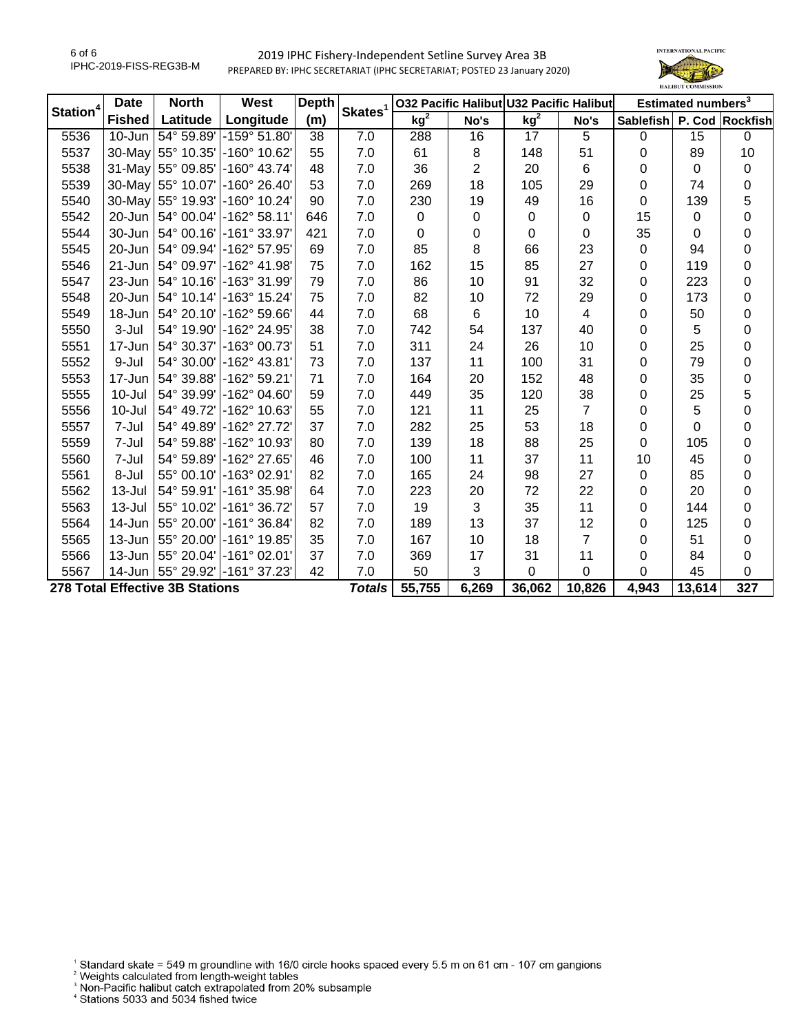# 2019 IPHC Fishery-Independent Setline Survey Area 3B

PREPARED BY: IPHC SECRETARIAT (IPHC SECRETARIAT; POSTED 23 January 2020)

| Station[4] | Date | North | West | Depth | Skates[1] | O32 Pacific Halibut | | U32 Pacific Halibut | | Estimated numbers[3] | | |
|---|---|---|---|---|---|---|---|---|---|---|---|---|
| | Fished | Latitude | Longitude | (m) | | kg[2] | No's | kg[2] | No's | Sablefish | P. Cod | Rockfish |
| 5536 | 10-Jun | 54° 59.89' | -159° 51.80' | 38 | 7.0 | 288 | 16 | 17 | 5 | 0 | 15 | 0 |
| 5537 | 30-May | 55° 10.35' | -160° 10.62' | 55 | 7.0 | 61 | 8 | 148 | 51 | 0 | 89 | 10 |
| 5538 | 31-May | 55° 09.85' | -160° 43.74' | 48 | 7.0 | 36 | 2 | 20 | 6 | 0 | 0 | 0 |
| 5539 | 30-May | 55° 10.07' | -160° 26.40' | 53 | 7.0 | 269 | 18 | 105 | 29 | 0 | 74 | 0 |
| 5540 | 30-May | 55° 19.93' | -160° 10.24' | 90 | 7.0 | 230 | 19 | 49 | 16 | 0 | 139 | 5 |
| 5542 | 20-Jun | 54° 00.04' | -162° 58.11' | 646 | 7.0 | 0 | 0 | 0 | 0 | 15 | 0 | 0 |
| 5544 | 30-Jun | 54° 00.16' | -161° 33.97' | 421 | 7.0 | 0 | 0 | 0 | 0 | 35 | 0 | 0 |
| 5545 | 20-Jun | 54° 09.94' | -162° 57.95' | 69 | 7.0 | 85 | 8 | 66 | 23 | 0 | 94 | 0 |
| 5546 | 21-Jun | 54° 09.97' | -162° 41.98' | 75 | 7.0 | 162 | 15 | 85 | 27 | 0 | 119 | 0 |
| 5547 | 23-Jun | 54° 10.16' | -163° 31.99' | 79 | 7.0 | 86 | 10 | 91 | 32 | 0 | 223 | 0 |
| 5548 | 20-Jun | 54° 10.14' | -163° 15.24' | 75 | 7.0 | 82 | 10 | 72 | 29 | 0 | 173 | 0 |
| 5549 | 18-Jun | 54° 20.10' | -162° 59.66' | 44 | 7.0 | 68 | 6 | 10 | 4 | 0 | 50 | 0 |
| 5550 | 3-Jul | 54° 19.90' | -162° 24.95' | 38 | 7.0 | 742 | 54 | 137 | 40 | 0 | 5 | 0 |
| 5551 | 17-Jun | 54° 30.37' | -163° 00.73' | 51 | 7.0 | 311 | 24 | 26 | 10 | 0 | 25 | 0 |
| 5552 | 9-Jul | 54° 30.00' | -162° 43.81' | 73 | 7.0 | 137 | 11 | 100 | 31 | 0 | 79 | 0 |
| 5553 | 17-Jun | 54° 39.88' | -162° 59.21' | 71 | 7.0 | 164 | 20 | 152 | 48 | 0 | 35 | 0 |
| 5555 | 10-Jul | 54° 39.99' | -162° 04.60' | 59 | 7.0 | 449 | 35 | 120 | 38 | 0 | 25 | 5 |
| 5556 | 10-Jul | 54° 49.72' | -162° 10.63' | 55 | 7.0 | 121 | 11 | 25 | 7 | 0 | 5 | 0 |
| 5557 | 7-Jul | 54° 49.89' | -162° 27.72' | 37 | 7.0 | 282 | 25 | 53 | 18 | 0 | 0 | 0 |
| 5559 | 7-Jul | 54° 59.88' | -162° 10.93' | 80 | 7.0 | 139 | 18 | 88 | 25 | 0 | 105 | 0 |
| 5560 | 7-Jul | 54° 59.89' | -162° 27.65' | 46 | 7.0 | 100 | 11 | 37 | 11 | 10 | 45 | 0 |
| 5561 | 8-Jul | 55° 00.10' | -163° 02.91' | 82 | 7.0 | 165 | 24 | 98 | 27 | 0 | 85 | 0 |
| 5562 | 13-Jul | 54° 59.91' | -161° 35.98' | 64 | 7.0 | 223 | 20 | 72 | 22 | 0 | 20 | 0 |
| 5563 | 13-Jul | 55° 10.02' | -161° 36.72' | 57 | 7.0 | 19 | 3 | 35 | 11 | 0 | 144 | 0 |
| 5564 | 14-Jun | 55° 20.00' | -161° 36.84' | 82 | 7.0 | 189 | 13 | 37 | 12 | 0 | 125 | 0 |
| 5565 | 13-Jun | 55° 20.00' | -161° 19.85' | 35 | 7.0 | 167 | 10 | 18 | 7 | 0 | 51 | 0 |
| 5566 | 13-Jun | 55° 20.04' | -161° 02.01' | 37 | 7.0 | 369 | 17 | 31 | 11 | 0 | 84 | 0 |
| 5567 | 14-Jun | 55° 29.92' | -161° 37.23' | 42 | 7.0 | 50 | 3 | 0 | 0 | 0 | 45 | 0 |
| **278 Total Effective 3B Stations** | | | | | ***Totals*** | **55,755** | **6,269** | **36,062** | **10,826** | **4,943** | **13,614** | **327** |

[1] Standard skate = 549 m groundline with 16/0 circle hooks spaced every 5.5 m on 61 cm - 107 cm gangions
[2] Weights calculated from length-weight tables
[3] Non-Pacific halibut catch extrapolated from 20% subsample
[4] Stations 5033 and 5034 fished twice